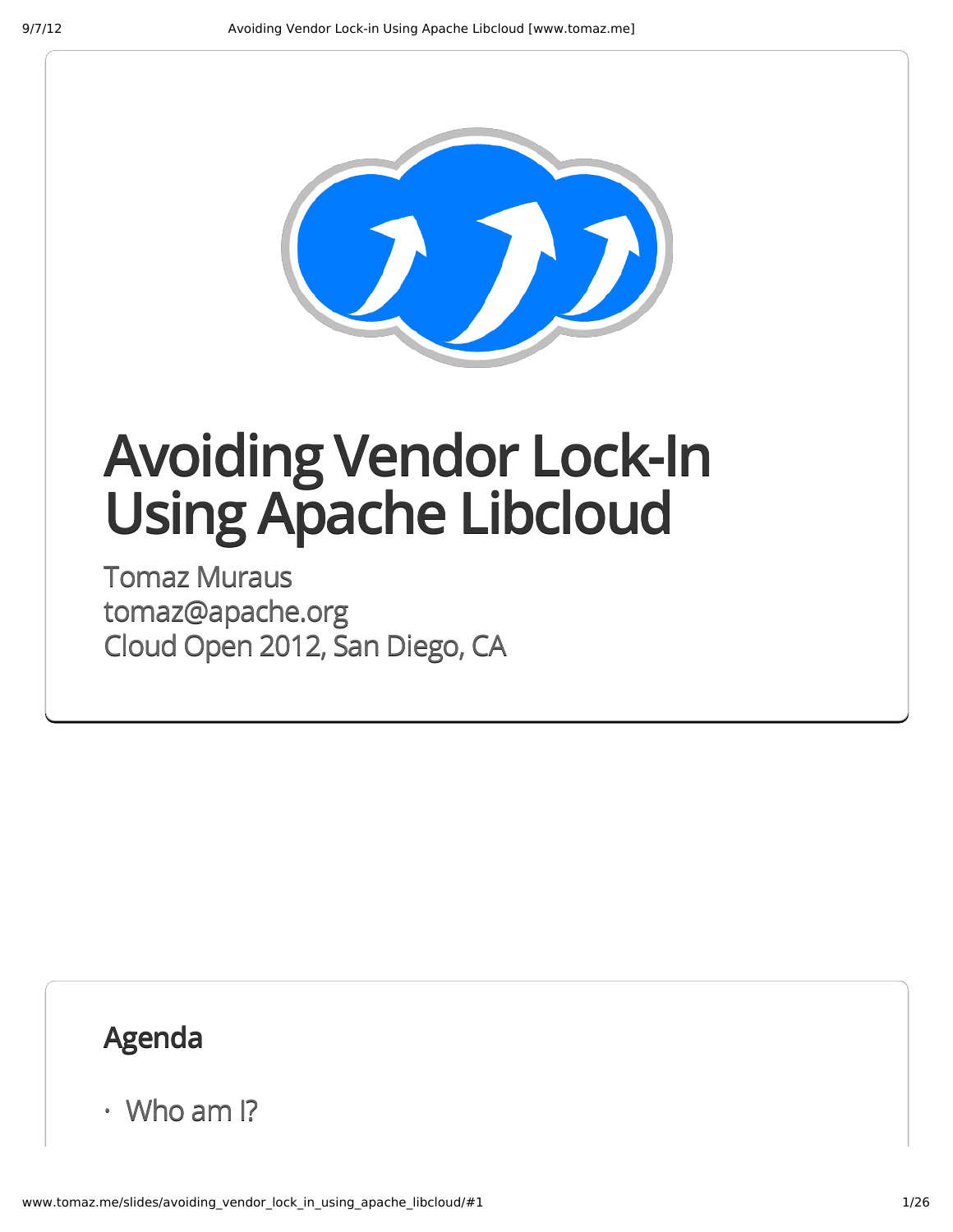# Avoiding Vendor Lock-In Using Apache Libcloud

Tomaz Muraus
tomaz@apache.org
Cloud Open 2012, San Diego, CA

## Agenda

- Who am I?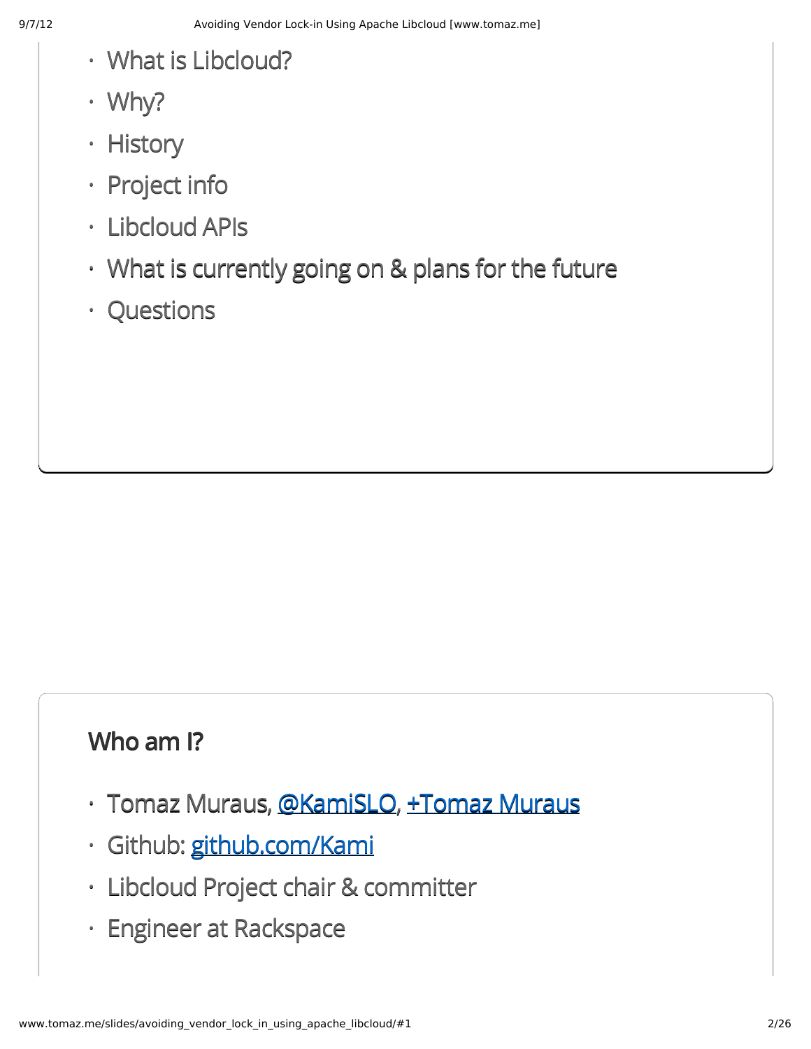- What is Libcloud?
- Why?
- History
- Project info
- Libcloud APIs
- What is currently going on & plans for the future
- Questions

## Who am I?

- Tomaz Muraus, [@KamiSLO](@KamiSLO), [+Tomaz Muraus](+Tomaz Muraus)
- Github: [github.com/Kami](github.com/Kami)
- Libcloud Project chair & committer
- Engineer at Rackspace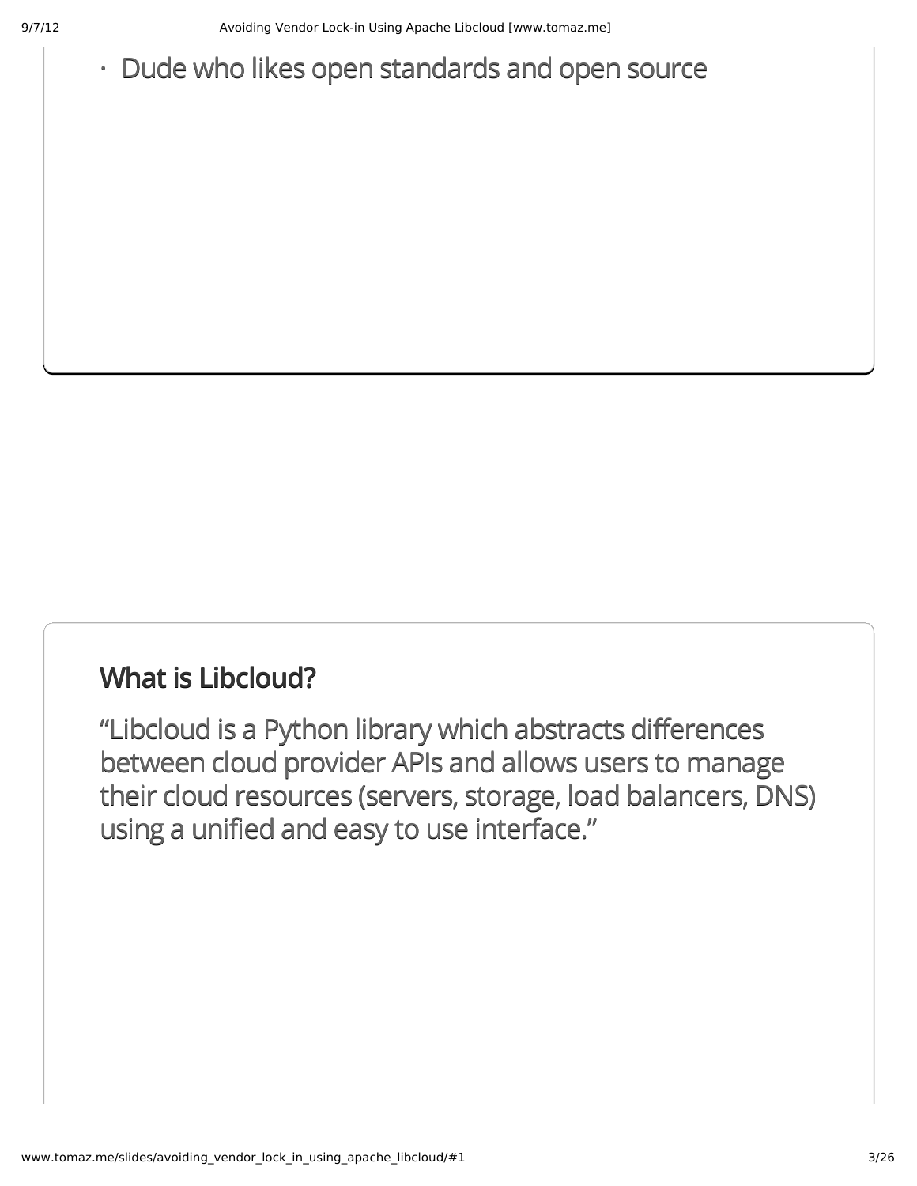- Dude who likes open standards and open source

## What is Libcloud?

"Libcloud is a Python library which abstracts differences between cloud provider APIs and allows users to manage their cloud resources (servers, storage, load balancers, DNS) using a unified and easy to use interface."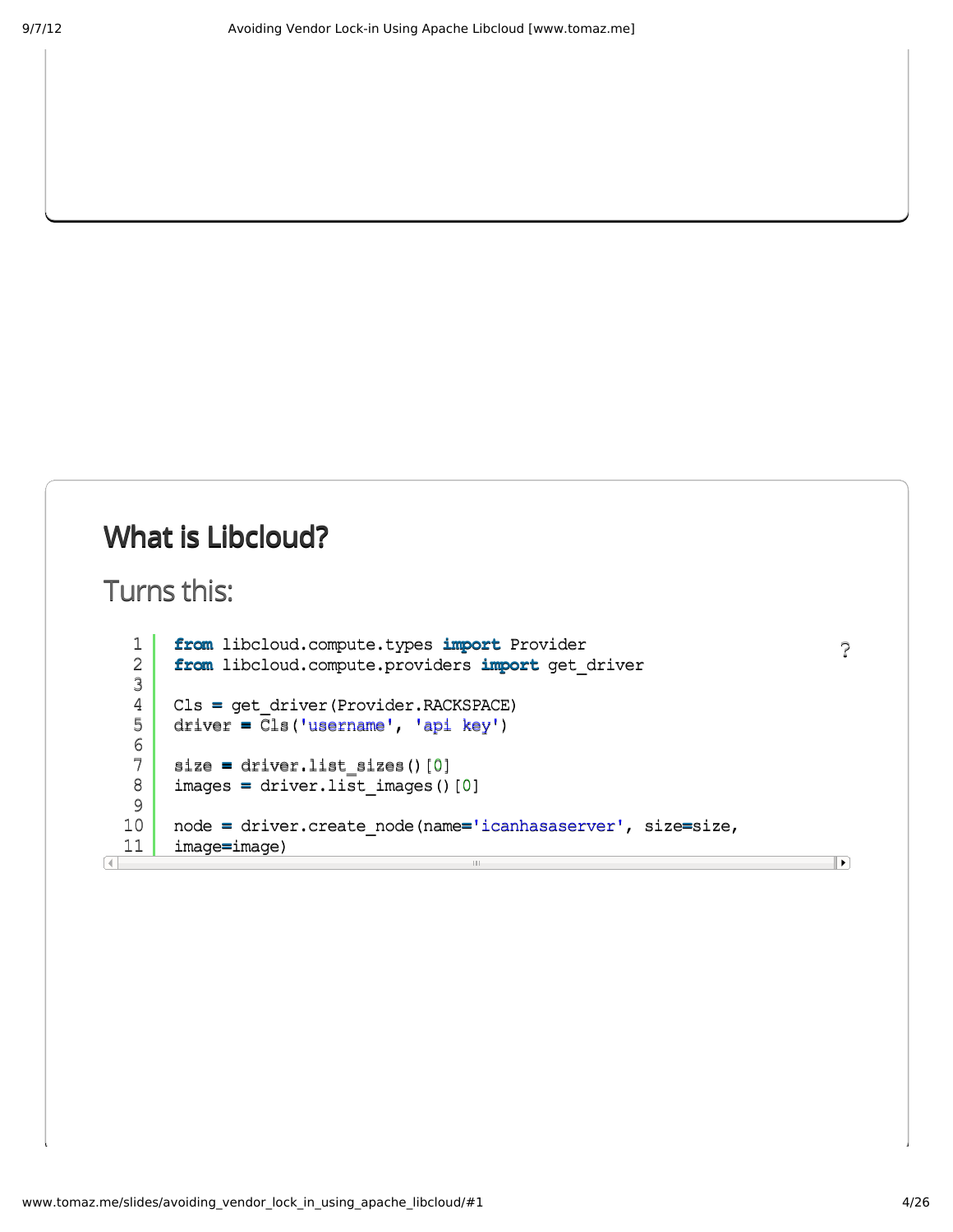## What is Libcloud?

### Turns this:

```python
from libcloud.compute.types import Provider
from libcloud.compute.providers import get_driver

Cls = get_driver(Provider.RACKSPACE)
driver = Cls('username', 'api key')

size = driver.list_sizes()[0]
images = driver.list_images()[0]

node = driver.create_node(name='icanhasaserver', size=size,
image=image)
```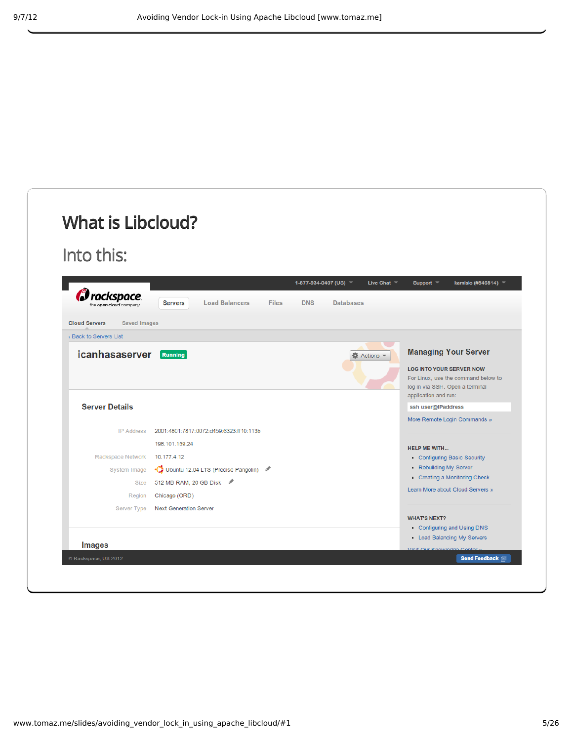# What is Libcloud?

## Into this:

rackspace
the open cloud company

1-877-934-0407 (US) | Live Chat | Support | kamislo (#546514)

Servers | Load Balancers | Files | DNS | Databases

Cloud Servers | Saved Images

‹ Back to Servers List

icanhasaserver Running

Actions

### Server Details

| | |
|---|---|
| IP Address | 2001:4801:7817:0072:d459:6323:ff10:113b |
| | 198.101.159.24 |
| Rackspace Network | 10.177.4.12 |
| System Image | Ubuntu 12.04 LTS (Precise Pangolin) |
| Size | 512 MB RAM, 20 GB Disk |
| Region | Chicago (ORD) |
| Server Type | Next Generation Server |

### Images

### Managing Your Server

LOG INTO YOUR SERVER NOW

For Linux, use the command below to log in via SSH. Open a terminal application and run:

```
ssh user@IPaddress
```

More Remote Login Commands »

HELP ME WITH...

- Configuring Basic Security
- Rebuilding My Server
- Creating a Monitoring Check

Learn More about Cloud Servers »

WHAT'S NEXT?

- Configuring and Using DNS
- Load Balancing My Servers

Visit Our Knowledge Center »

© Rackspace, US 2012

Send Feedback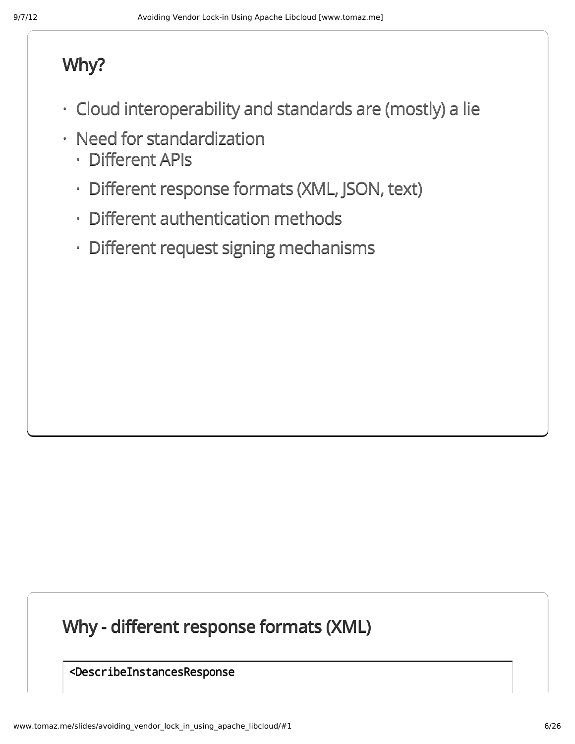## Why?

- Cloud interoperability and standards are (mostly) a lie
- Need for standardization
  - Different APIs
  - Different response formats (XML, JSON, text)
  - Different authentication methods
  - Different request signing mechanisms

## Why - different response formats (XML)

```
<DescribeInstancesResponse
```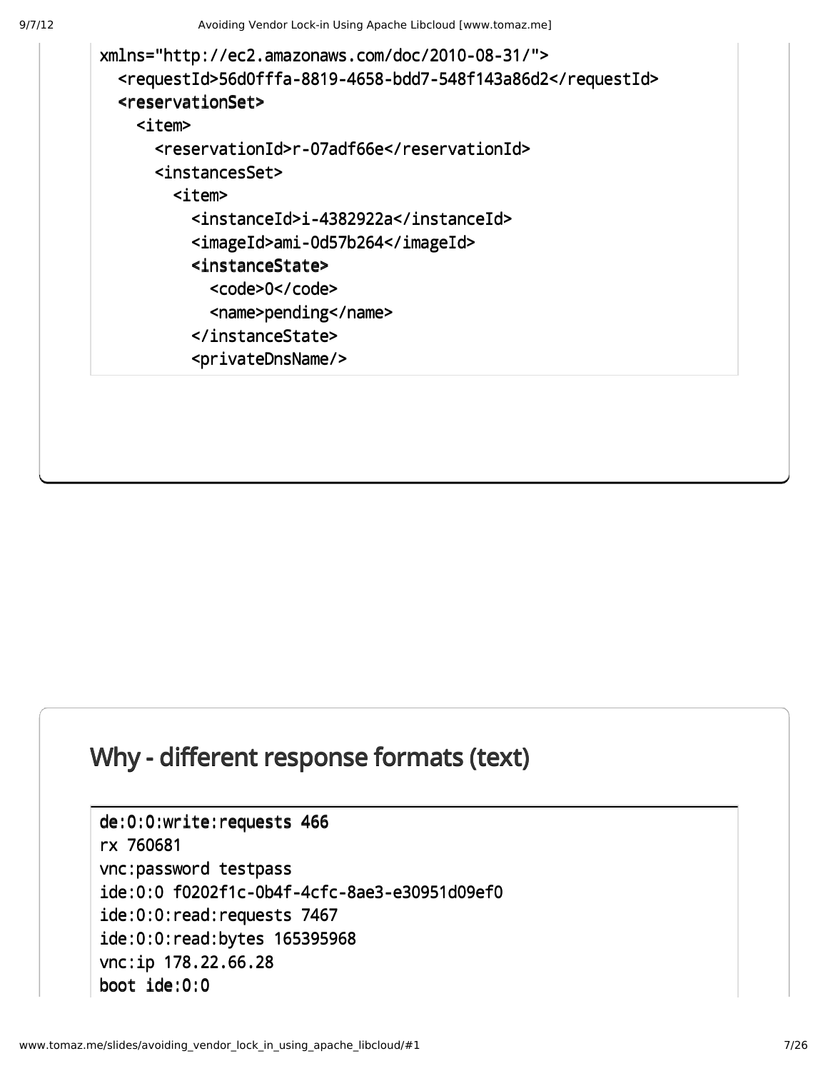```
xmlns="http://ec2.amazonaws.com/doc/2010-08-31/">
  <requestId>56d0fffa-8819-4658-bdd7-548f143a86d2</requestId>
  <reservationSet>
    <item>
      <reservationId>r-07adf66e</reservationId>
      <instancesSet>
        <item>
          <instanceId>i-4382922a</instanceId>
          <imageId>ami-0d57b264</imageId>
          <instanceState>
            <code>0</code>
            <name>pending</name>
          </instanceState>
          <privateDnsName/>
```

## Why - different response formats (text)

```
de:0:0:write:requests 466
rx 760681
vnc:password testpass
ide:0:0 f0202f1c-0b4f-4cfc-8ae3-e30951d09ef0
ide:0:0:read:requests 7467
ide:0:0:read:bytes 165395968
vnc:ip 178.22.66.28
boot ide:0:0
```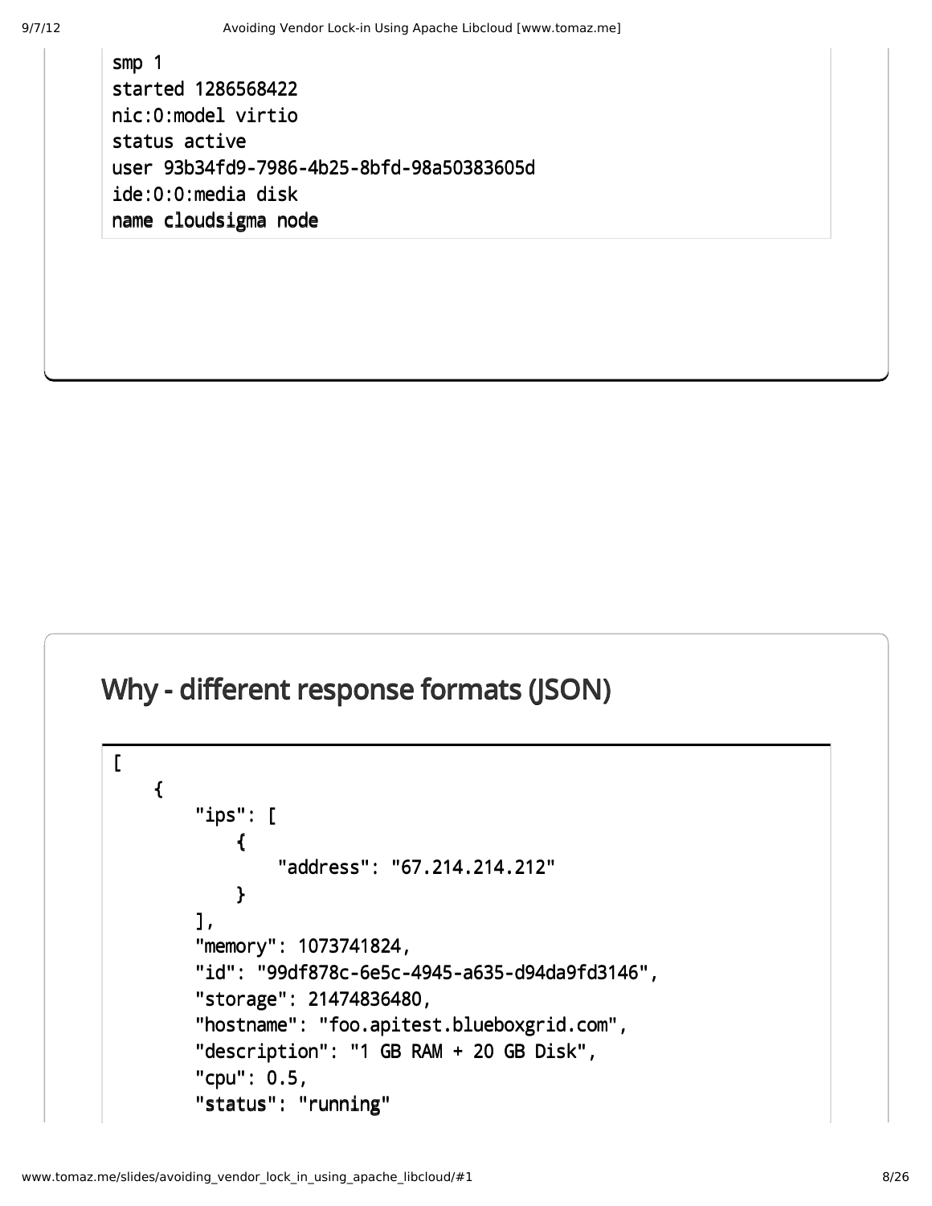```
smp 1
started 1286568422
nic:0:model virtio
status active
user 93b34fd9-7986-4b25-8bfd-98a50383605d
ide:0:0:media disk
name cloudsigma node
```

## Why - different response formats (JSON)

```
[
    {
        "ips": [
            {
                "address": "67.214.214.212"
            }
        ],
        "memory": 1073741824,
        "id": "99df878c-6e5c-4945-a635-d94da9fd3146",
        "storage": 21474836480,
        "hostname": "foo.apitest.blueboxgrid.com",
        "description": "1 GB RAM + 20 GB Disk",
        "cpu": 0.5,
        "status": "running"
```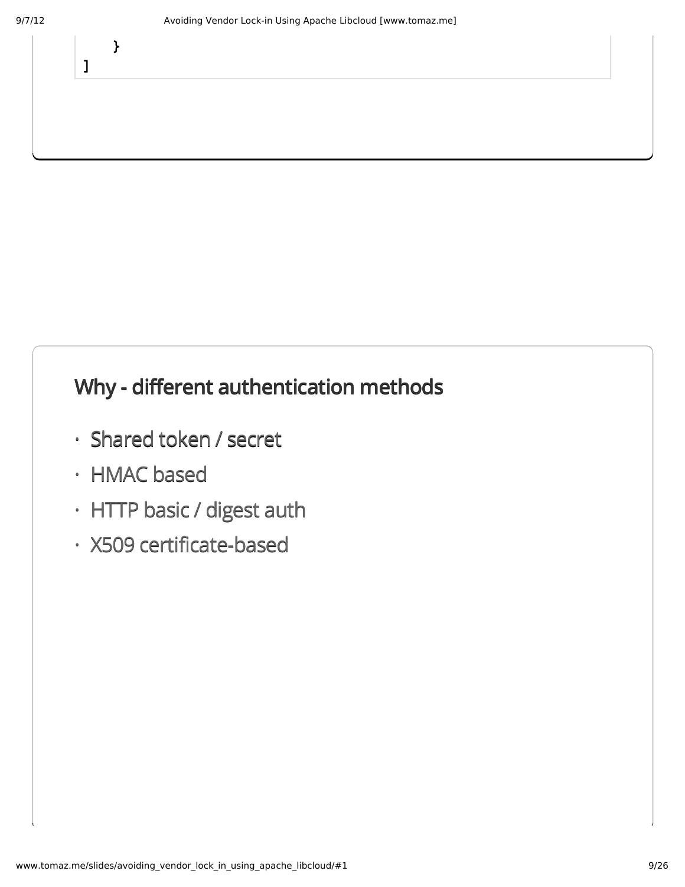```
    }
]
```

## Why - different authentication methods

- Shared token / secret
- HMAC based
- HTTP basic / digest auth
- X509 certificate-based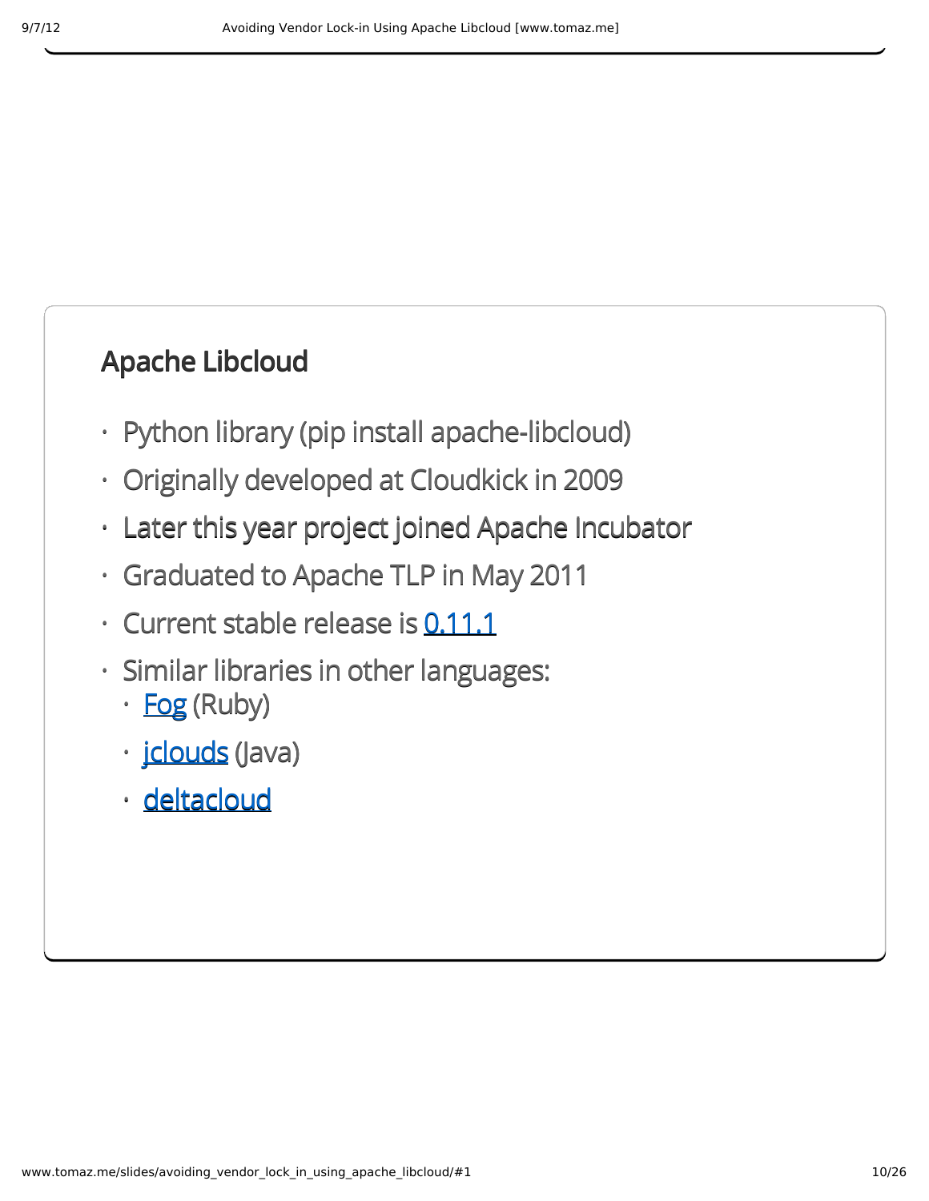## Apache Libcloud

- Python library (pip install apache-libcloud)
- Originally developed at Cloudkick in 2009
- Later this year project joined Apache Incubator
- Graduated to Apache TLP in May 2011
- Current stable release is 0.11.1
- Similar libraries in other languages:
  - Fog (Ruby)
  - jclouds (Java)
  - deltacloud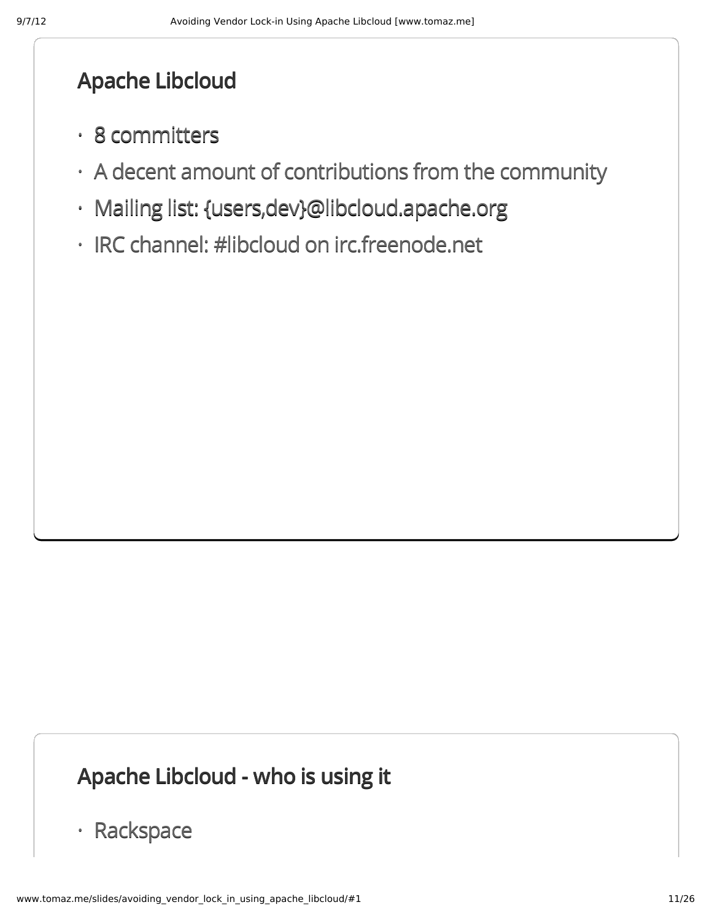## Apache Libcloud

- 8 committers
- A decent amount of contributions from the community
- Mailing list: {users,dev}@libcloud.apache.org
- IRC channel: #libcloud on irc.freenode.net

## Apache Libcloud - who is using it

- Rackspace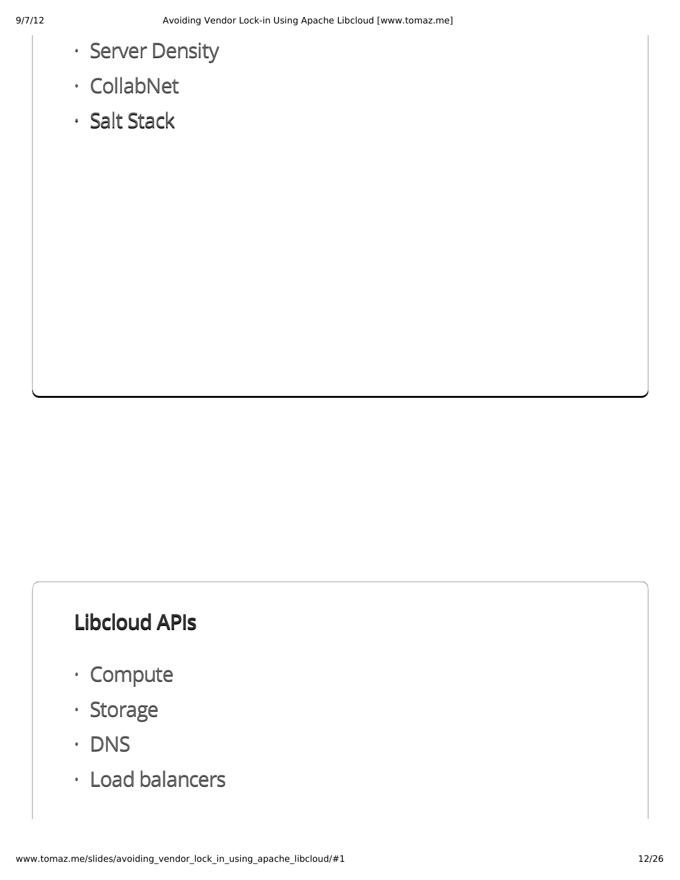- Server Density
- CollabNet
- Salt Stack

## Libcloud APIs

- Compute
- Storage
- DNS
- Load balancers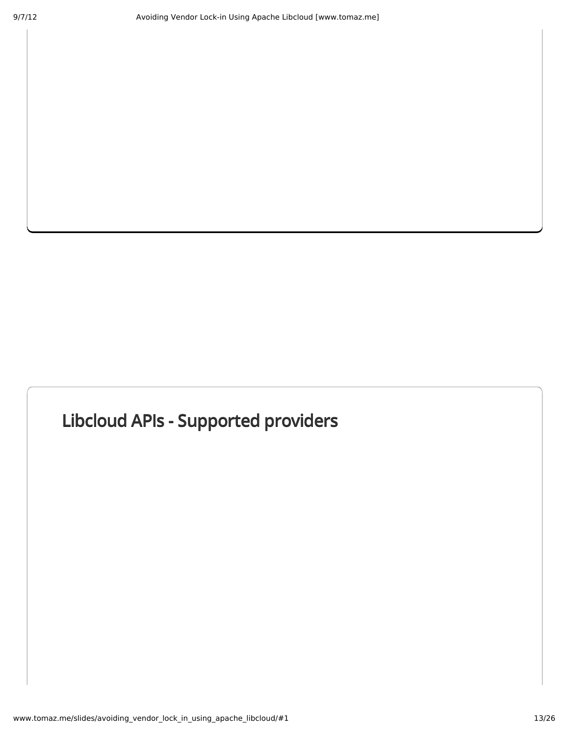## Libcloud APIs - Supported providers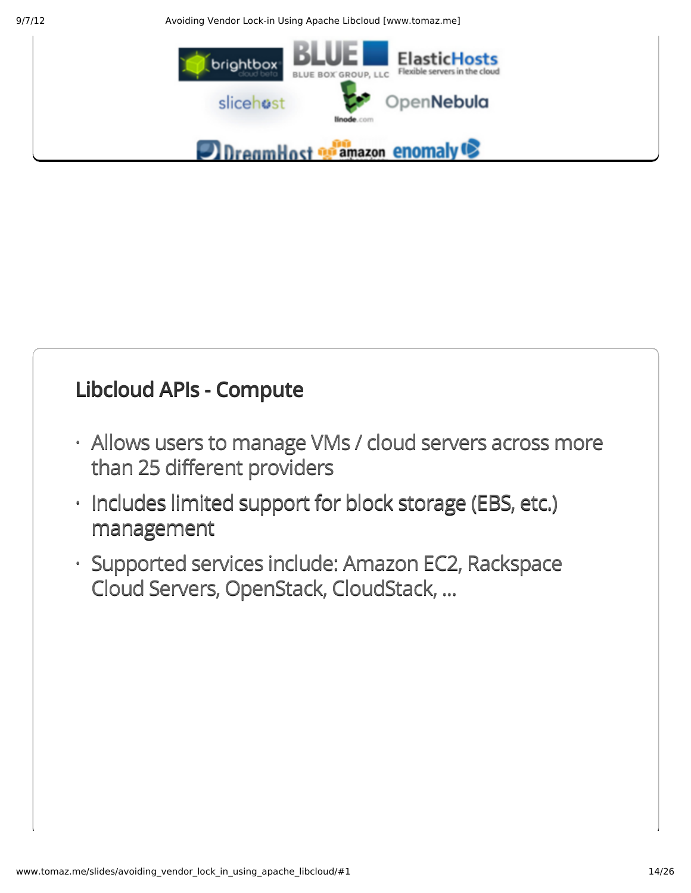## Libcloud APIs - Compute

- Allows users to manage VMs / cloud servers across more than 25 different providers
- Includes limited support for block storage (EBS, etc.) management
- Supported services include: Amazon EC2, Rackspace Cloud Servers, OpenStack, CloudStack, ...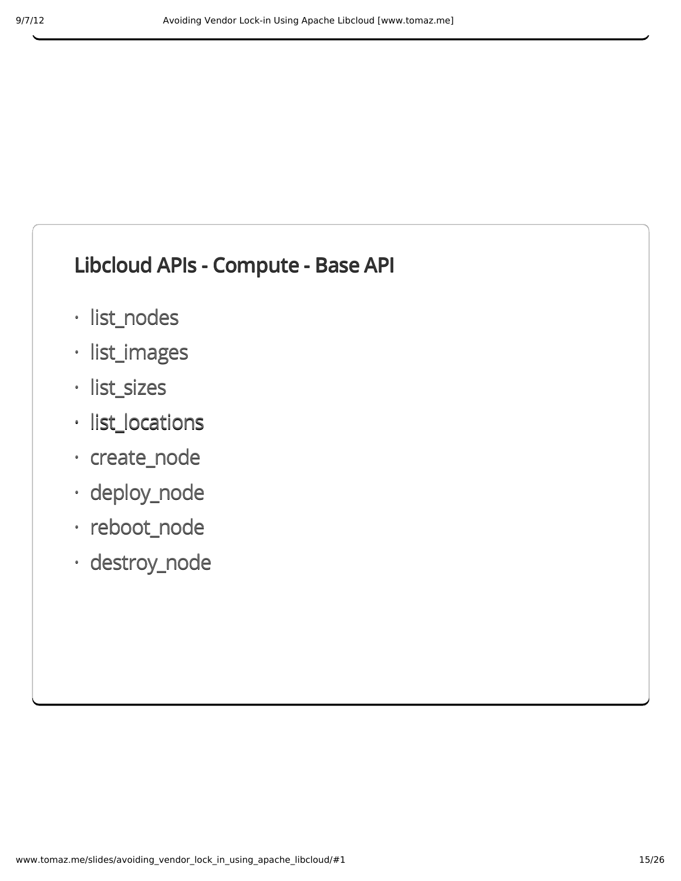## Libcloud APIs - Compute - Base API

- list_nodes
- list_images
- list_sizes
- list_locations
- create_node
- deploy_node
- reboot_node
- destroy_node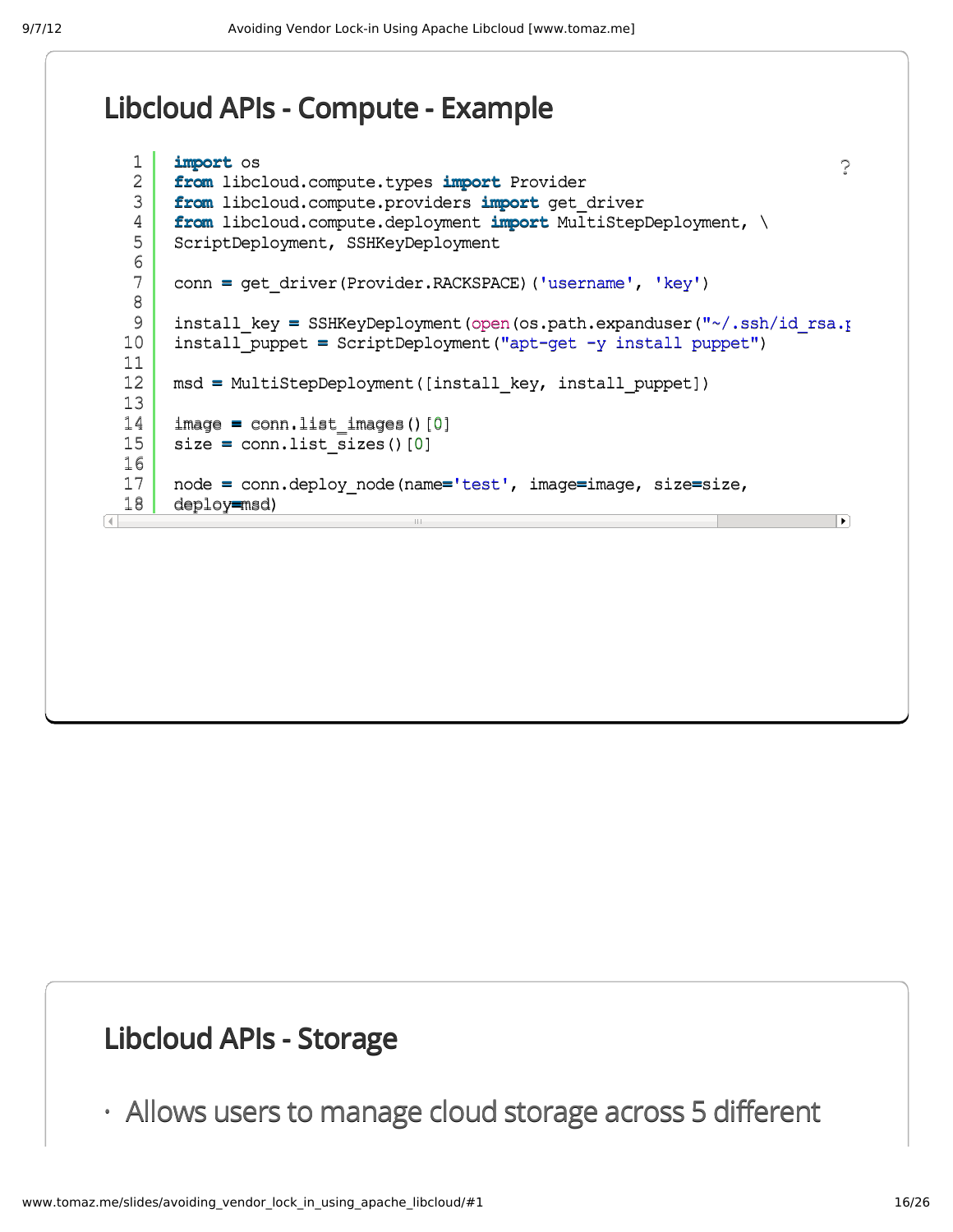## Libcloud APIs - Compute - Example

```
import os
from libcloud.compute.types import Provider
from libcloud.compute.providers import get_driver
from libcloud.compute.deployment import MultiStepDeployment, \
ScriptDeployment, SSHKeyDeployment

conn = get_driver(Provider.RACKSPACE)('username', 'key')

install_key = SSHKeyDeployment(open(os.path.expanduser("~/.ssh/id_rsa.p
install_puppet = ScriptDeployment("apt-get -y install puppet")

msd = MultiStepDeployment([install_key, install_puppet])

image = conn.list_images()[0]
size = conn.list_sizes()[0]

node = conn.deploy_node(name='test', image=image, size=size,
deploy=msd)
```

## Libcloud APIs - Storage

- Allows users to manage cloud storage across 5 different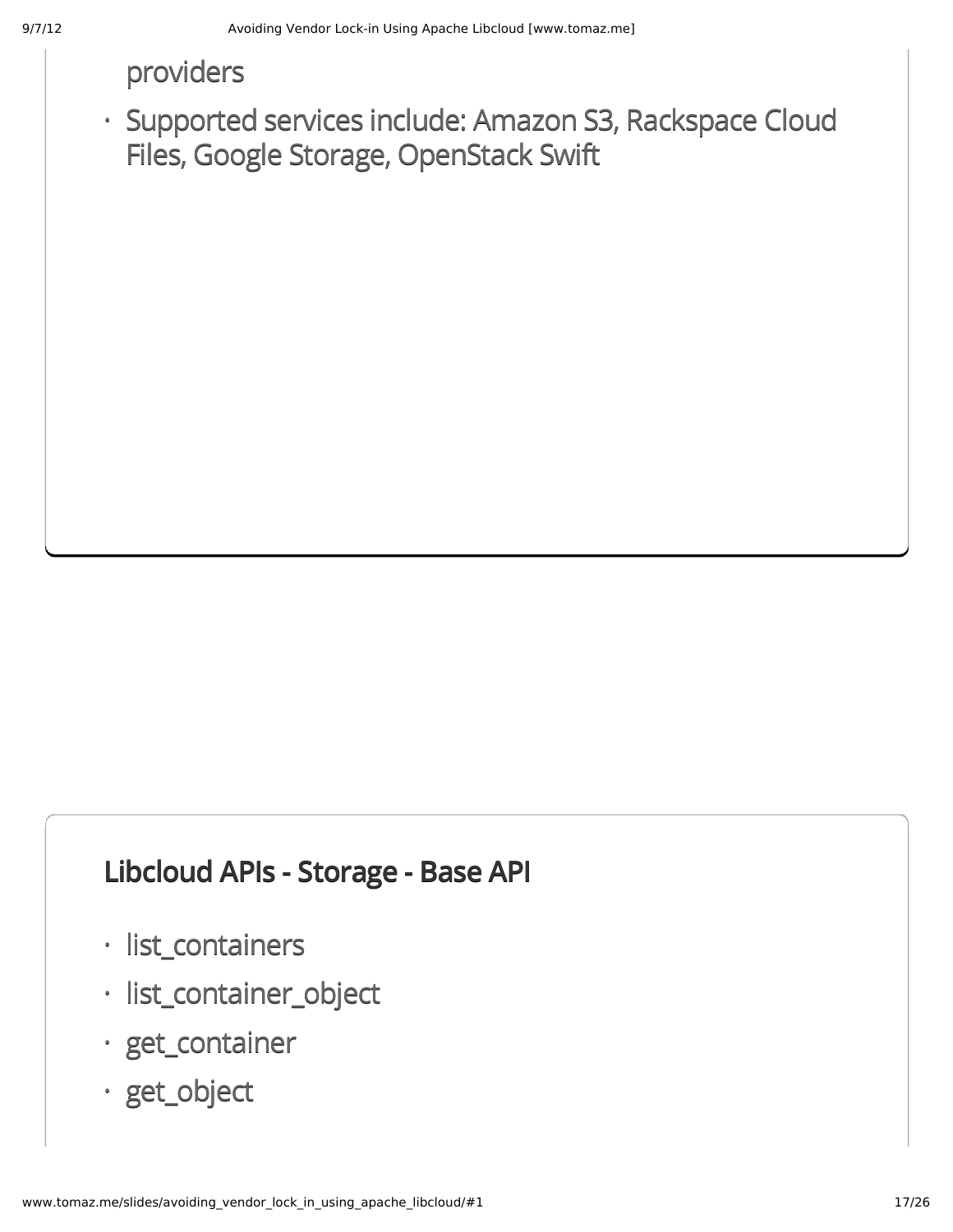providers

- Supported services include: Amazon S3, Rackspace Cloud Files, Google Storage, OpenStack Swift

## Libcloud APIs - Storage - Base API

- list_containers
- list_container_object
- get_container
- get_object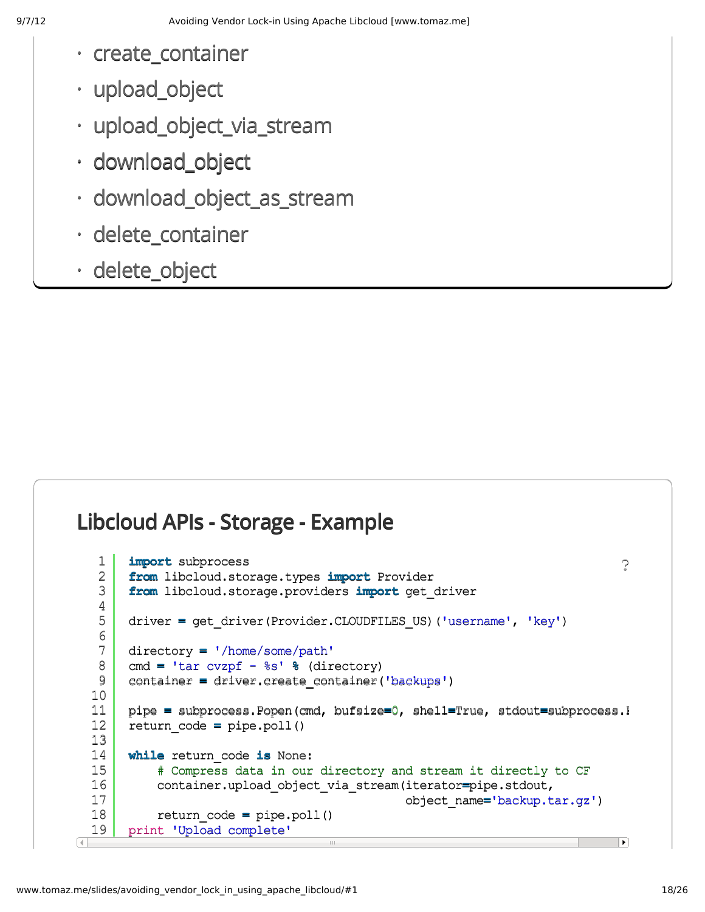- create_container
- upload_object
- upload_object_via_stream
- download_object
- download_object_as_stream
- delete_container
- delete_object

## Libcloud APIs - Storage - Example

```python
import subprocess
from libcloud.storage.types import Provider
from libcloud.storage.providers import get_driver

driver = get_driver(Provider.CLOUDFILES_US)('username', 'key')

directory = '/home/some/path'
cmd = 'tar cvzpf - %s' % (directory)
container = driver.create_container('backups')

pipe = subprocess.Popen(cmd, bufsize=0, shell=True, stdout=subprocess.I
return_code = pipe.poll()

while return_code is None:
    # Compress data in our directory and stream it directly to CF
    container.upload_object_via_stream(iterator=pipe.stdout,
                                       object_name='backup.tar.gz')
    return_code = pipe.poll()
print 'Upload complete'
```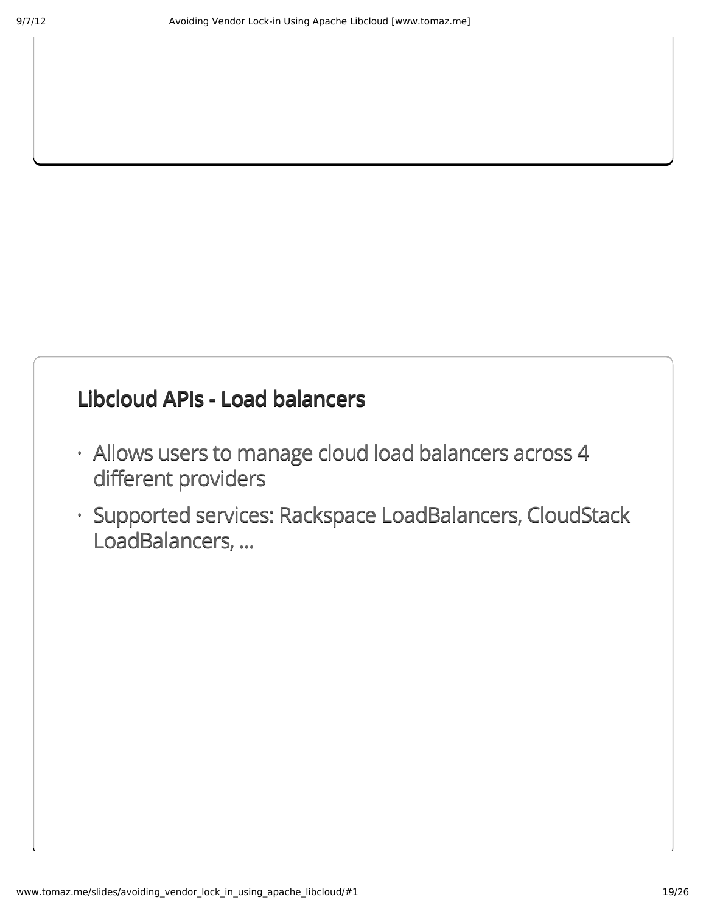## Libcloud APIs - Load balancers

- Allows users to manage cloud load balancers across 4 different providers
- Supported services: Rackspace LoadBalancers, CloudStack LoadBalancers, ...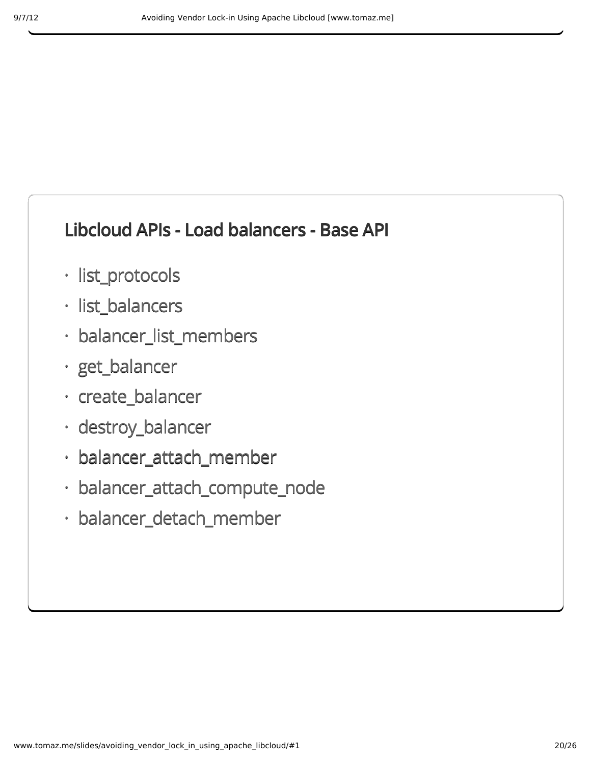## Libcloud APIs - Load balancers - Base API

- list_protocols
- list_balancers
- balancer_list_members
- get_balancer
- create_balancer
- destroy_balancer
- balancer_attach_member
- balancer_attach_compute_node
- balancer_detach_member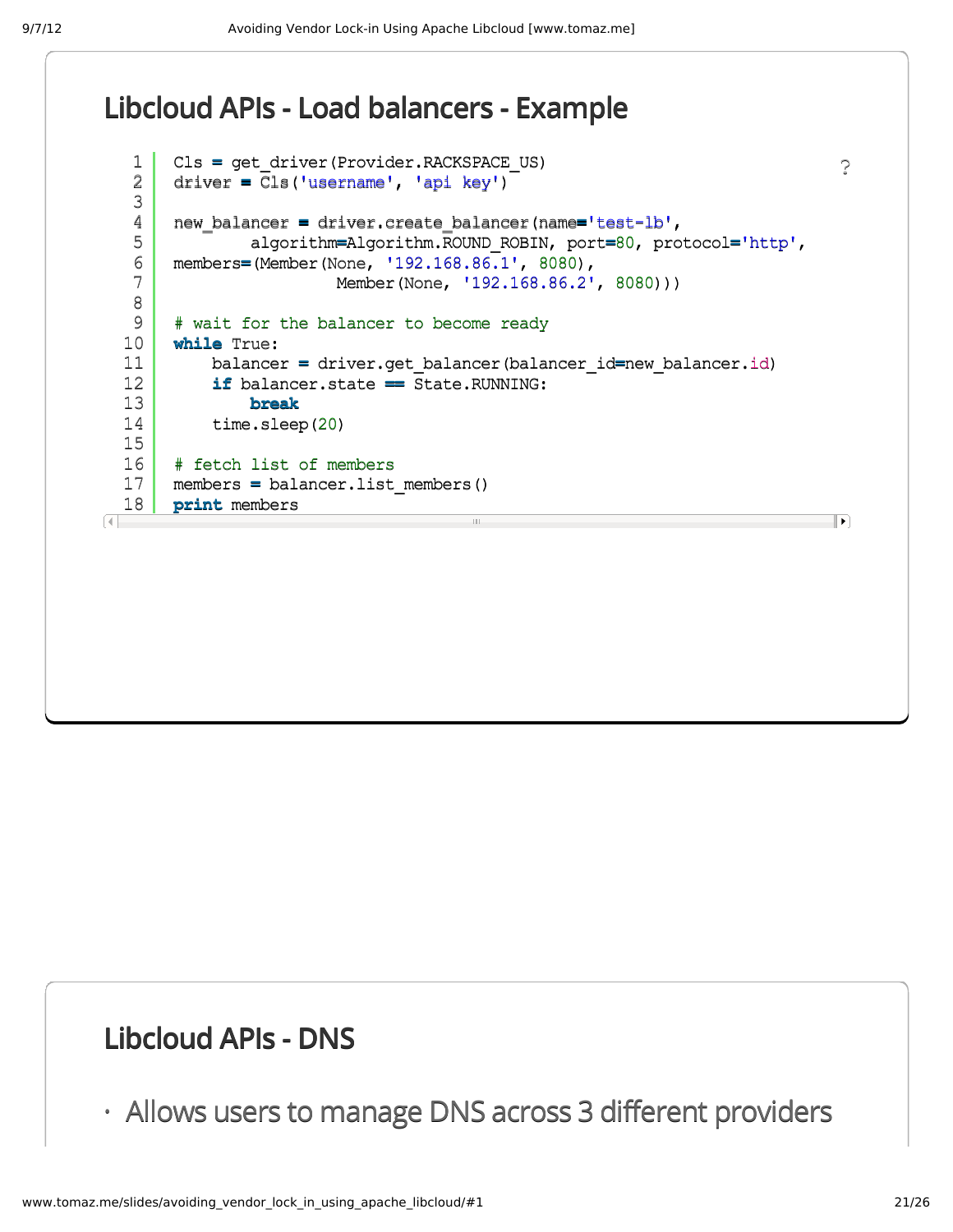## Libcloud APIs - Load balancers - Example

```
Cls = get_driver(Provider.RACKSPACE_US)
driver = Cls('username', 'api key')

new_balancer = driver.create_balancer(name='test-lb',
        algorithm=Algorithm.ROUND_ROBIN, port=80, protocol='http',
members=(Member(None, '192.168.86.1', 8080),
                 Member(None, '192.168.86.2', 8080)))

# wait for the balancer to become ready
while True:
    balancer = driver.get_balancer(balancer_id=new_balancer.id)
    if balancer.state == State.RUNNING:
        break
    time.sleep(20)

# fetch list of members
members = balancer.list_members()
print members
```

## Libcloud APIs - DNS

- Allows users to manage DNS across 3 different providers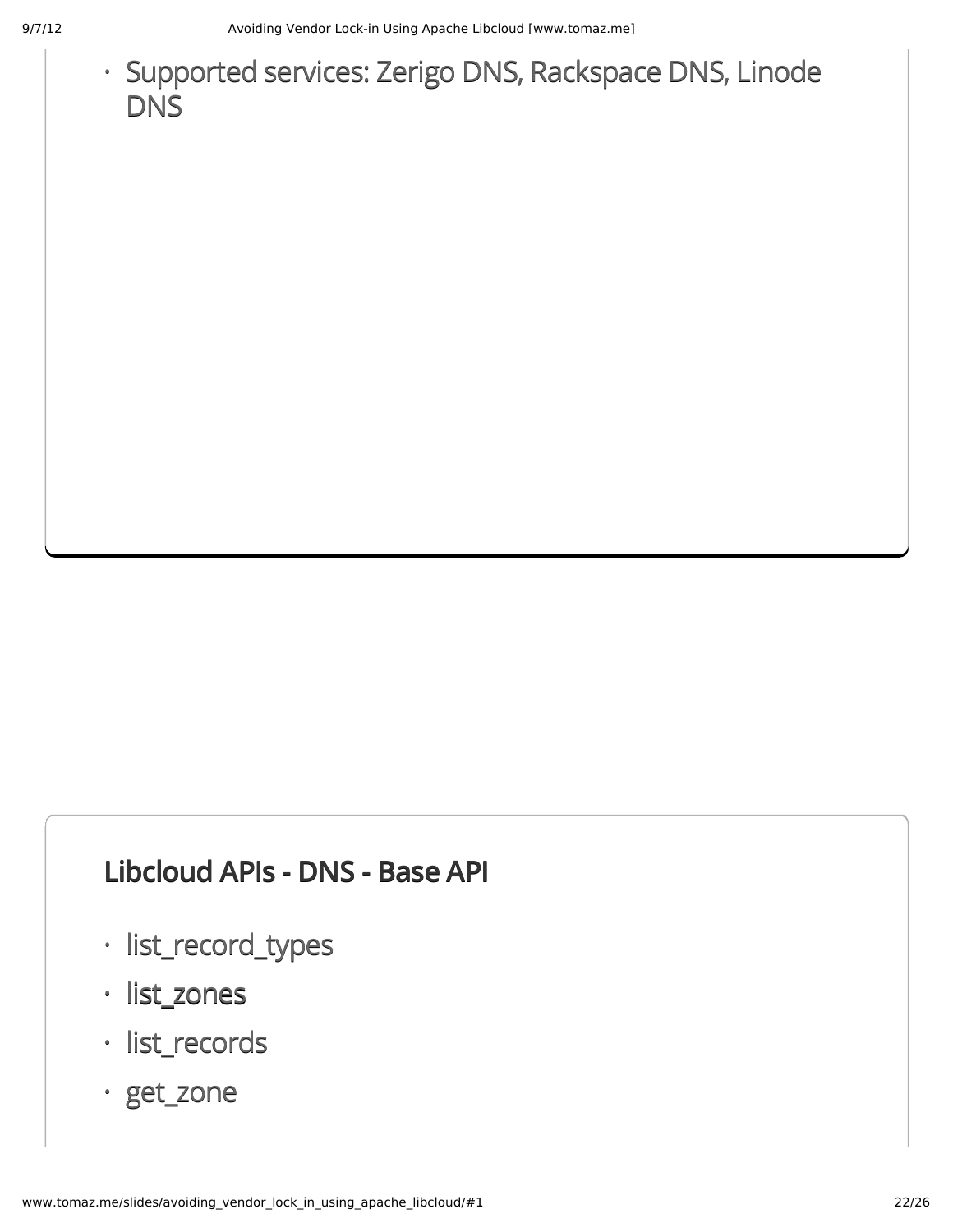- Supported services: Zerigo DNS, Rackspace DNS, Linode DNS

## Libcloud APIs - DNS - Base API

- list_record_types
- list_zones
- list_records
- get_zone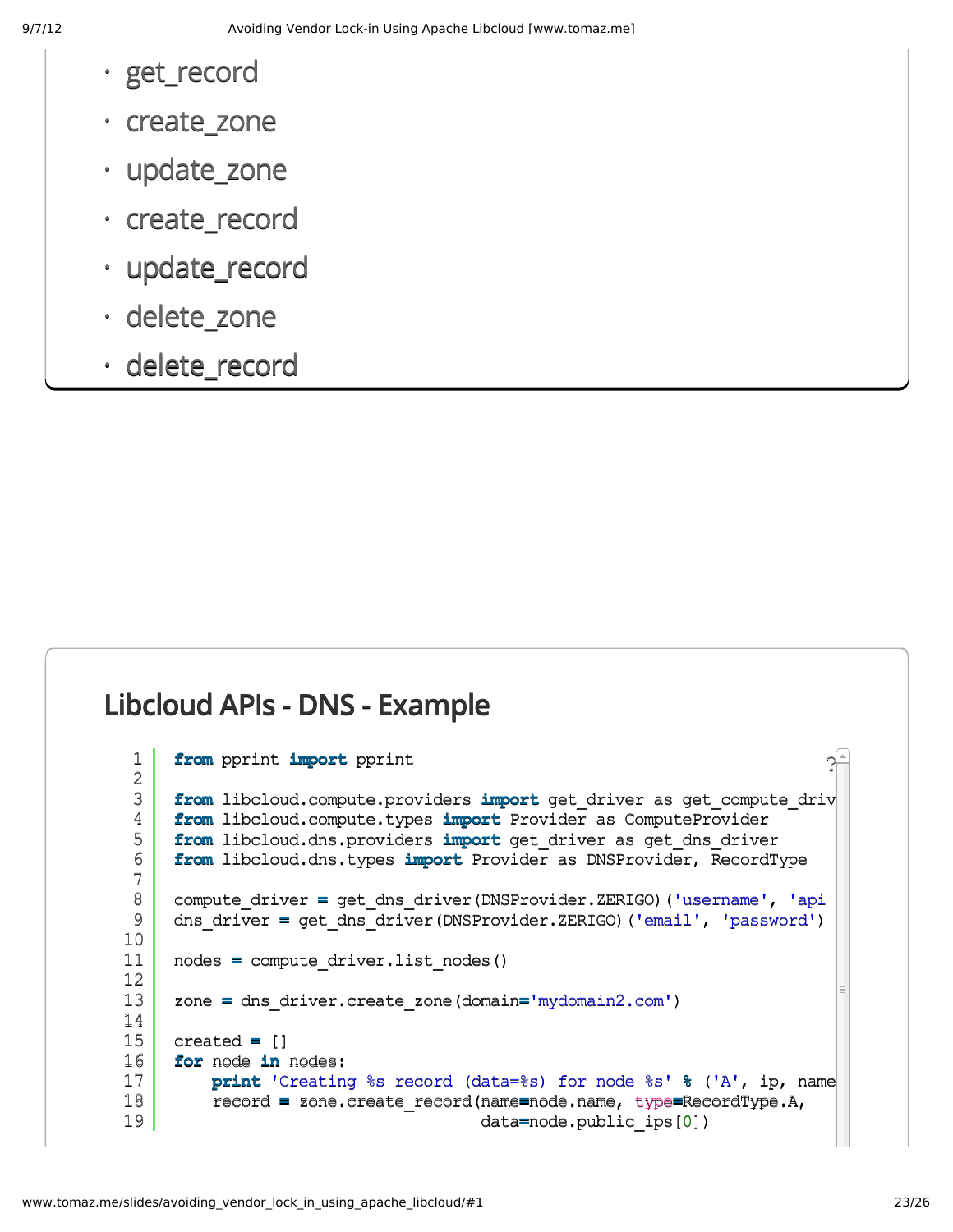- get_record
- create_zone
- update_zone
- create_record
- update_record
- delete_zone
- delete_record

## Libcloud APIs - DNS - Example

```python
from pprint import pprint

from libcloud.compute.providers import get_driver as get_compute_driv
from libcloud.compute.types import Provider as ComputeProvider
from libcloud.dns.providers import get_driver as get_dns_driver
from libcloud.dns.types import Provider as DNSProvider, RecordType

compute_driver = get_dns_driver(DNSProvider.ZERIGO)('username', 'api
dns_driver = get_dns_driver(DNSProvider.ZERIGO)('email', 'password')

nodes = compute_driver.list_nodes()

zone = dns_driver.create_zone(domain='mydomain2.com')

created = []
for node in nodes:
    print 'Creating %s record (data=%s) for node %s' % ('A', ip, name
    record = zone.create_record(name=node.name, type=RecordType.A,
                                data=node.public_ips[0])
```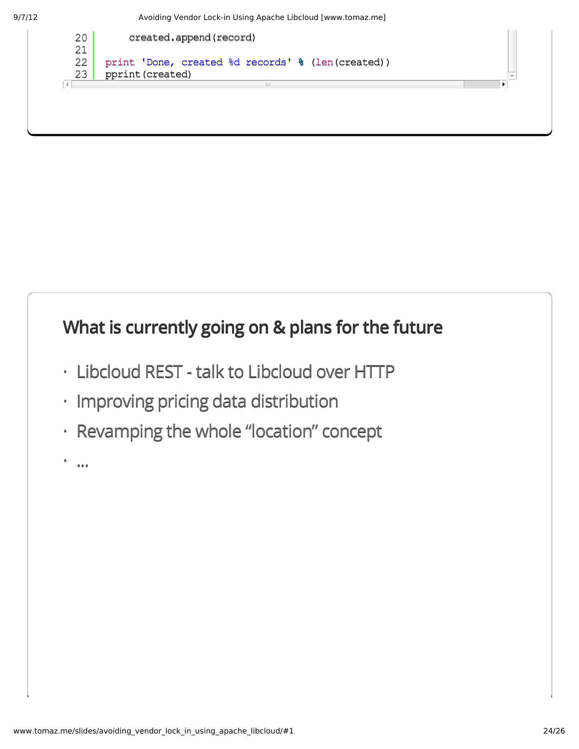```python
        created.append(record)

print 'Done, created %d records' % (len(created))
pprint(created)
```

## What is currently going on & plans for the future

- Libcloud REST - talk to Libcloud over HTTP
- Improving pricing data distribution
- Revamping the whole “location” concept
- ...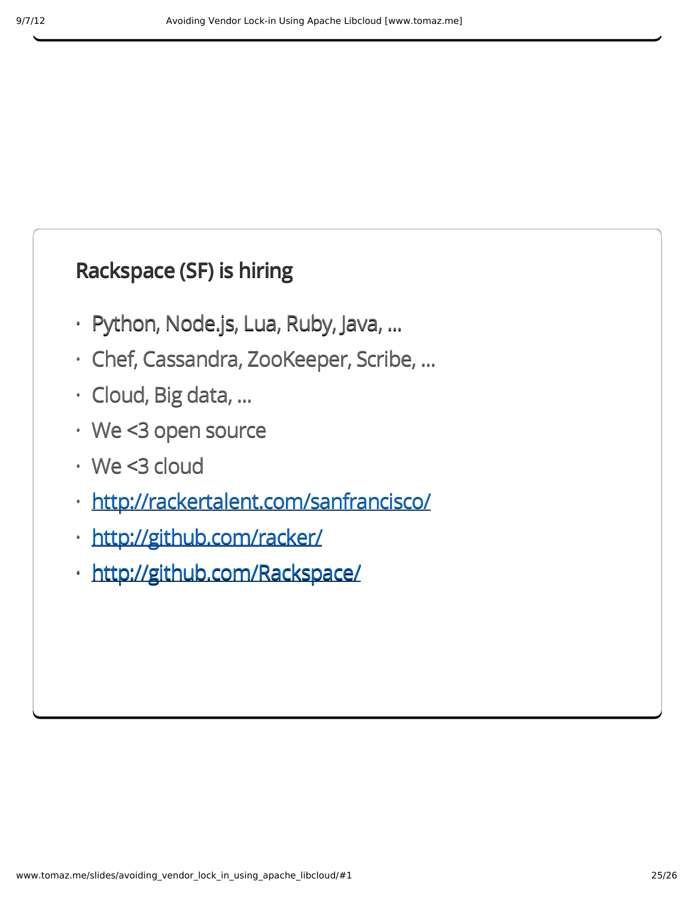## Rackspace (SF) is hiring

- Python, Node.js, Lua, Ruby, Java, ...
- Chef, Cassandra, ZooKeeper, Scribe, ...
- Cloud, Big data, ...
- We <3 open source
- We <3 cloud
- [http://rackertalent.com/sanfrancisco/](http://rackertalent.com/sanfrancisco/)
- [http://github.com/racker/](http://github.com/racker/)
- [http://github.com/Rackspace/](http://github.com/Rackspace/)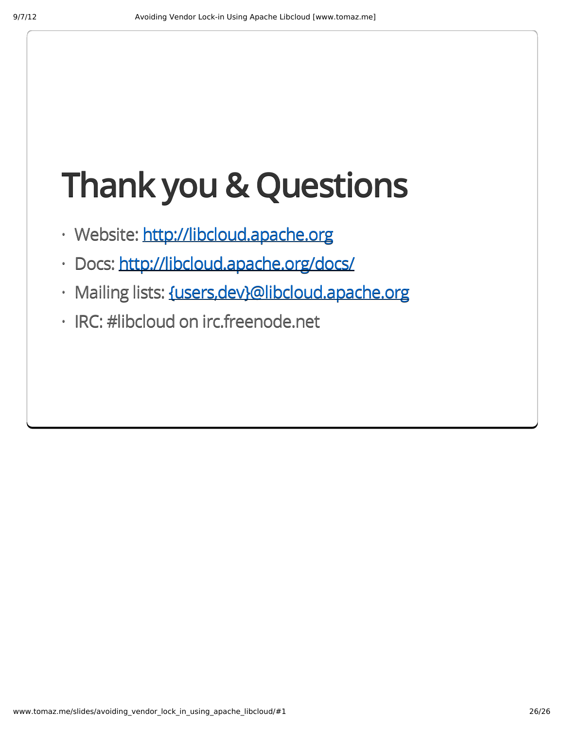# Thank you & Questions

- Website: http://libcloud.apache.org
- Docs: http://libcloud.apache.org/docs/
- Mailing lists: {users,dev}@libcloud.apache.org
- IRC: #libcloud on irc.freenode.net